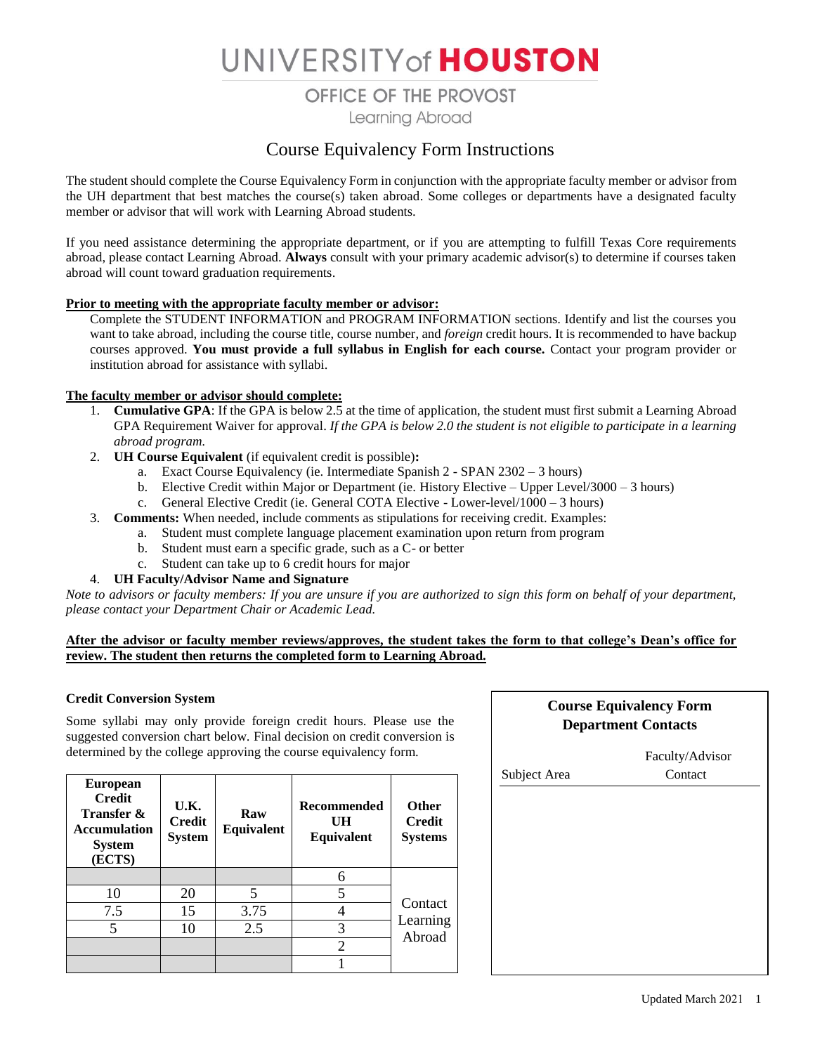# UNIVERSITY of HOUSTON

## OFFICE OF THE PROVOST

Learning Abroad

## Course Equivalency Form Instructions

The student should complete the Course Equivalency Form in conjunction with the appropriate faculty member or advisor from the UH department that best matches the course(s) taken abroad. Some colleges or departments have a designated faculty member or advisor that will work with Learning Abroad students.

If you need assistance determining the appropriate department, or if you are attempting to fulfill Texas Core requirements abroad, please contact Learning Abroad. **Always** consult with your primary academic advisor(s) to determine if courses taken abroad will count toward graduation requirements.

**Prior to meeting with the appropriate faculty member or advisor:**

Complete the STUDENT INFORMATION and PROGRAM INFORMATION sections. Identify and list the courses you want to take abroad, including the course title, course number, and *foreign* credit hours. It is recommended to have backup courses approved. **You must provide a full syllabus in English for each course.** Contact your program provider or institution abroad for assistance with syllabi.

**The faculty member or advisor should complete:**

1. **Cumulative GPA**: If the GPA is below 2.5 at the time of application, the student must first submit a Learning Abroad GPA Requirement Waiver for approval. *If the GPA is below 2.0 the student is not eligible to participate in a learning abroad program.*
2. **UH Course Equivalent** (if equivalent credit is possible)**:**
   a. Exact Course Equivalency (ie. Intermediate Spanish 2 - SPAN 2302 – 3 hours)
   b. Elective Credit within Major or Department (ie. History Elective – Upper Level/3000 – 3 hours)
   c. General Elective Credit (ie. General COTA Elective - Lower-level/1000 – 3 hours)
3. **Comments:** When needed, include comments as stipulations for receiving credit. Examples:
   a. Student must complete language placement examination upon return from program
   b. Student must earn a specific grade, such as a C- or better
   c. Student can take up to 6 credit hours for major
4. **UH Faculty/Advisor Name and Signature**

*Note to advisors or faculty members: If you are unsure if you are authorized to sign this form on behalf of your department, please contact your Department Chair or Academic Lead.*

**After the advisor or faculty member reviews/approves, the student takes the form to that college's Dean's office for review. The student then returns the completed form to Learning Abroad.**

### Credit Conversion System

Some syllabi may only provide foreign credit hours. Please use the suggested conversion chart below. Final decision on credit conversion is determined by the college approving the course equivalency form.

| European Credit Transfer & Accumulation System (ECTS) | U.K. Credit System | Raw Equivalent | Recommended UH Equivalent | Other Credit Systems |
|---|---|---|---|---|
| | | | 6 | Contact Learning Abroad |
| 10 | 20 | 5 | 5 | |
| 7.5 | 15 | 3.75 | 4 | |
| 5 | 10 | 2.5 | 3 | |
| | | | 2 | |
| | | | 1 | |

**Course Equivalency Form Department Contacts**

| Subject Area | Faculty/Advisor Contact |
|---|---|
| | |

Updated March 2021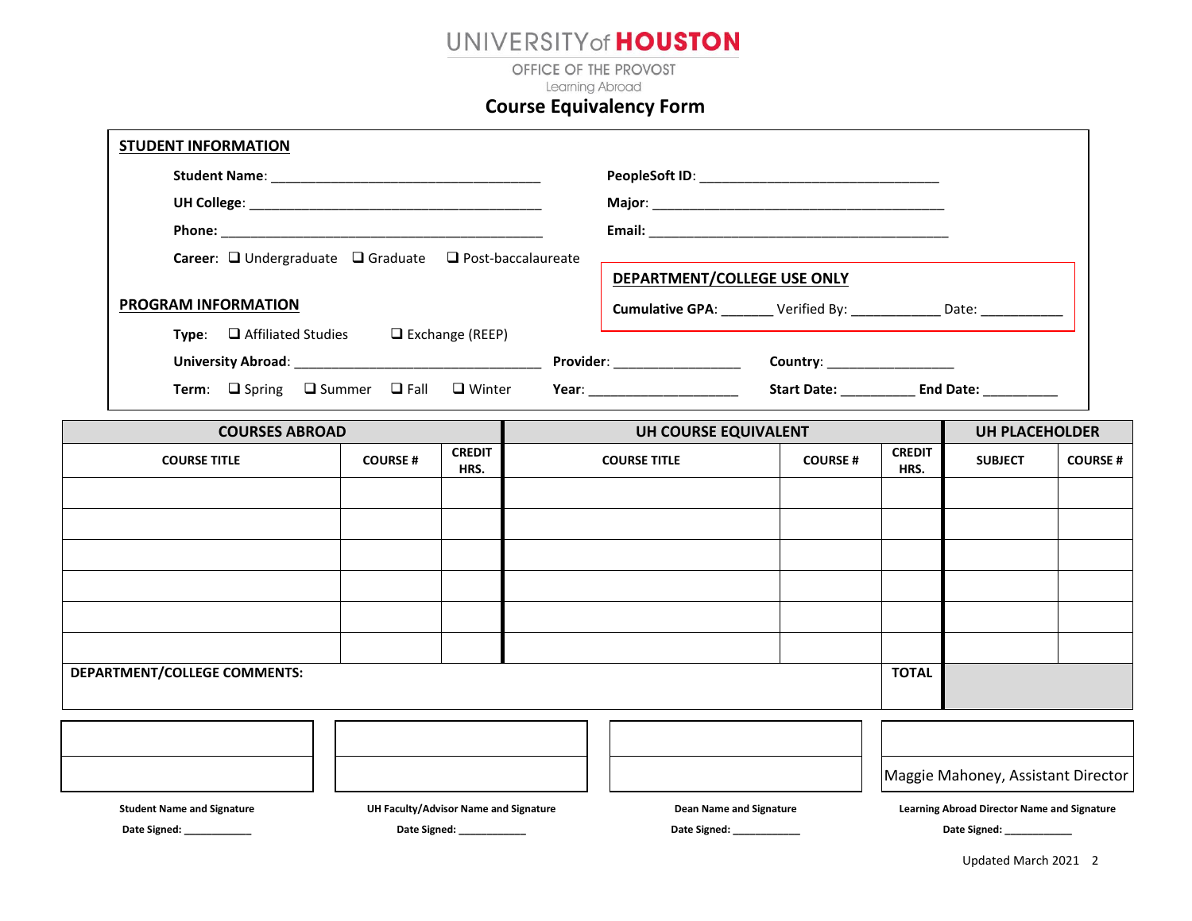UNIVERSITY of HOUSTON

OFFICE OF THE PROVOST

Learning Abroad

# Course Equivalency Form

## STUDENT INFORMATION

**Student Name**: ____________________________________ **PeopleSoft ID**: ________________________________

**UH College**: ______________________________________ **Major**: _______________________________________

**Phone**: ___________________________________________ **Email**: ________________________________________

**Career**: ❑ Undergraduate ❑ Graduate ❑ Post-baccalaureate

**DEPARTMENT/COLLEGE USE ONLY**

**Cumulative GPA**: _______ Verified By: ____________ Date: ___________

## PROGRAM INFORMATION

**Type**: ❑ Affiliated Studies ❑ Exchange (REEP)

**University Abroad**: _________________________________ **Provider**: _________________ **Country**: _________________

**Term**: ❑ Spring ❑ Summer ❑ Fall ❑ Winter **Year**: ____________________ **Start Date**: __________ **End Date**: __________

| COURSES ABROAD | | | UH COURSE EQUIVALENT | | | UH PLACEHOLDER | |
|---|---|---|---|---|---|---|---|
| COURSE TITLE | COURSE # | CREDIT HRS. | COURSE TITLE | COURSE # | CREDIT HRS. | SUBJECT | COURSE # |
| | | | | | | | |
| | | | | | | | |
| | | | | | | | |
| | | | | | | | |
| | | | | | | | |
| | | | | | | | |
| DEPARTMENT/COLLEGE COMMENTS: | | | | | TOTAL | | |

Student Name and Signature

Date Signed: ____________

UH Faculty/Advisor Name and Signature

Date Signed: ____________

Dean Name and Signature

Date Signed: ____________

Maggie Mahoney, Assistant Director

Learning Abroad Director Name and Signature

Date Signed: ____________

Updated March 2021